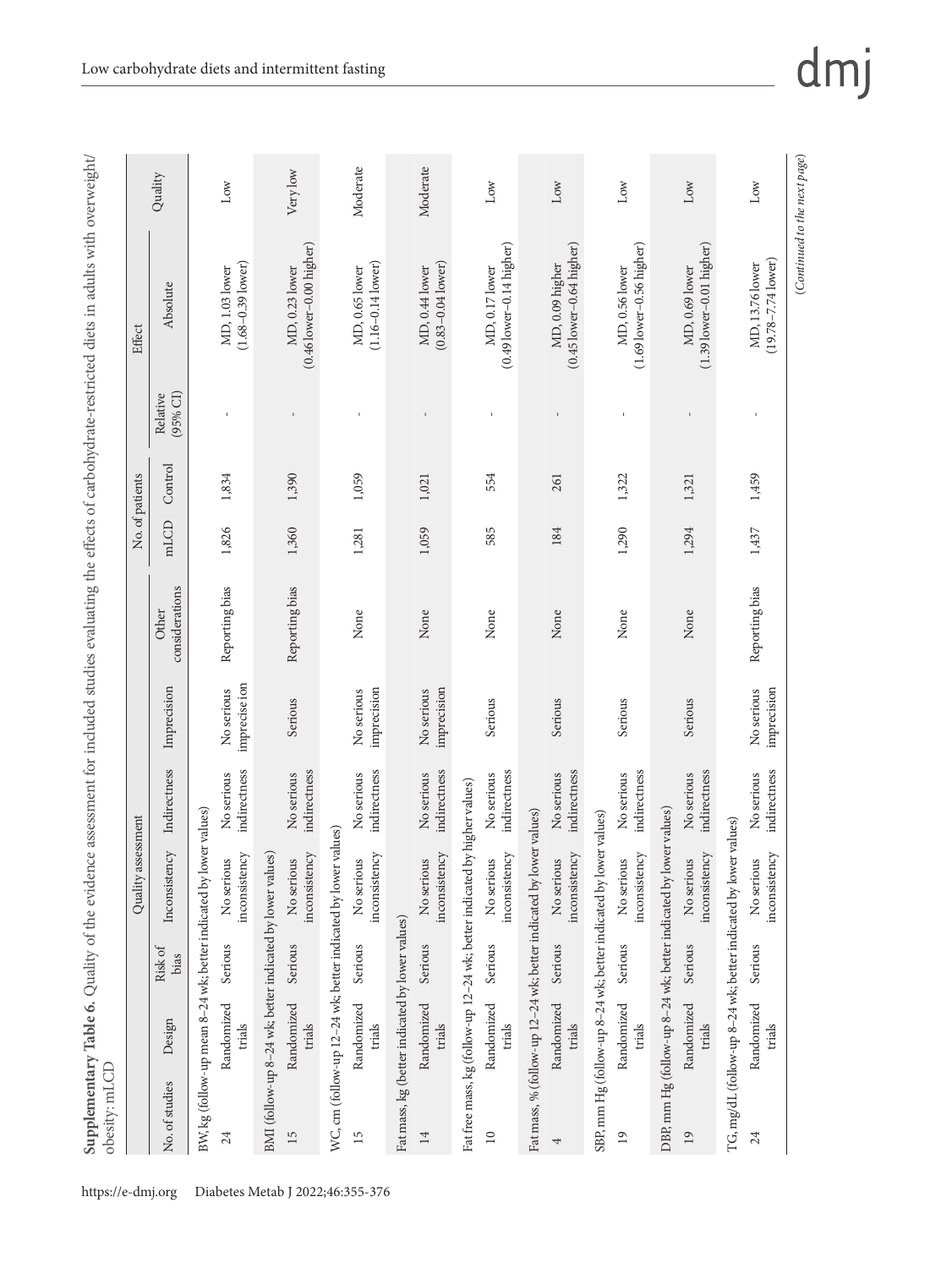**Supplementary Table 6.** Quality of the evidence assessment for included studies evaluating the effects of carbohydrate-restricted diets in adults with overweight/obesity: mLCD

| Quality assessment | | | | | | | No. of patients | | Effect | | Quality |
|---|---|---|---|---|---|---|---|---|---|---|---|
| No. of studies | Design | Risk of bias | Inconsistency | Indirectness | Imprecision | Other considerations | mLCD | Control | Relative (95% CI) | Absolute | |
| BW, kg (follow-up mean 8–24 wk; better indicated by lower values) | | | | | | | | | | | |
| 24 | Randomized trials | Serious | No serious inconsistency | No serious indirectness | No serious imprecise ion | Reporting bias | 1,826 | 1,834 | - | MD, 1.03 lower (1.68–0.39 lower) | Low |
| BMI (follow-up 8–24 wk; better indicated by lower values) | | | | | | | | | | | |
| 15 | Randomized trials | Serious | No serious inconsistency | No serious indirectness | Serious | Reporting bias | 1,360 | 1,390 | - | MD, 0.23 lower (0.46 lower–0.00 higher) | Very low |
| WC, cm (follow-up 12–24 wk; better indicated by lower values) | | | | | | | | | | | |
| 15 | Randomized trials | Serious | No serious inconsistency | No serious indirectness | No serious imprecision | None | 1,281 | 1,059 | - | MD, 0.65 lower (1.16–0.14 lower) | Moderate |
| Fat mass, kg (better indicated by lower values) | | | | | | | | | | | |
| 14 | Randomized trials | Serious | No serious inconsistency | No serious indirectness | No serious imprecision | None | 1,059 | 1,021 | - | MD, 0.44 lower (0.83–0.04 lower) | Moderate |
| Fat free mass, kg (follow-up 12–24 wk; better indicated by higher values) | | | | | | | | | | | |
| 10 | Randomized trials | Serious | No serious inconsistency | No serious indirectness | Serious | None | 585 | 554 | - | MD, 0.17 lower (0.49 lower–0.14 higher) | Low |
| Fat mass, % (follow-up 12–24 wk; better indicated by lower values) | | | | | | | | | | | |
| 4 | Randomized trials | Serious | No serious inconsistency | No serious indirectness | Serious | None | 184 | 261 | - | MD, 0.09 higher (0.45 lower–0.64 higher) | Low |
| SBP, mm Hg (follow-up 8–24 wk; better indicated by lower values) | | | | | | | | | | | |
| 19 | Randomized trials | Serious | No serious inconsistency | No serious indirectness | Serious | None | 1,290 | 1,322 | - | MD, 0.56 lower (1.69 lower–0.56 higher) | Low |
| DBP, mm Hg (follow-up 8–24 wk; better indicated by lower values) | | | | | | | | | | | |
| 19 | Randomized trials | Serious | No serious inconsistency | No serious indirectness | Serious | None | 1,294 | 1,321 | - | MD, 0.69 lower (1.39 lower–0.01 higher) | Low |
| TG, mg/dL (follow-up 8–24 wk; better indicated by lower values) | | | | | | | | | | | |
| 24 | Randomized trials | Serious | No serious inconsistency | No serious indirectness | No serious imprecision | Reporting bias | 1,437 | 1,459 | - | MD, 13.76 lower (19.78–7.74 lower) | Low |

*(Continued to the next page)*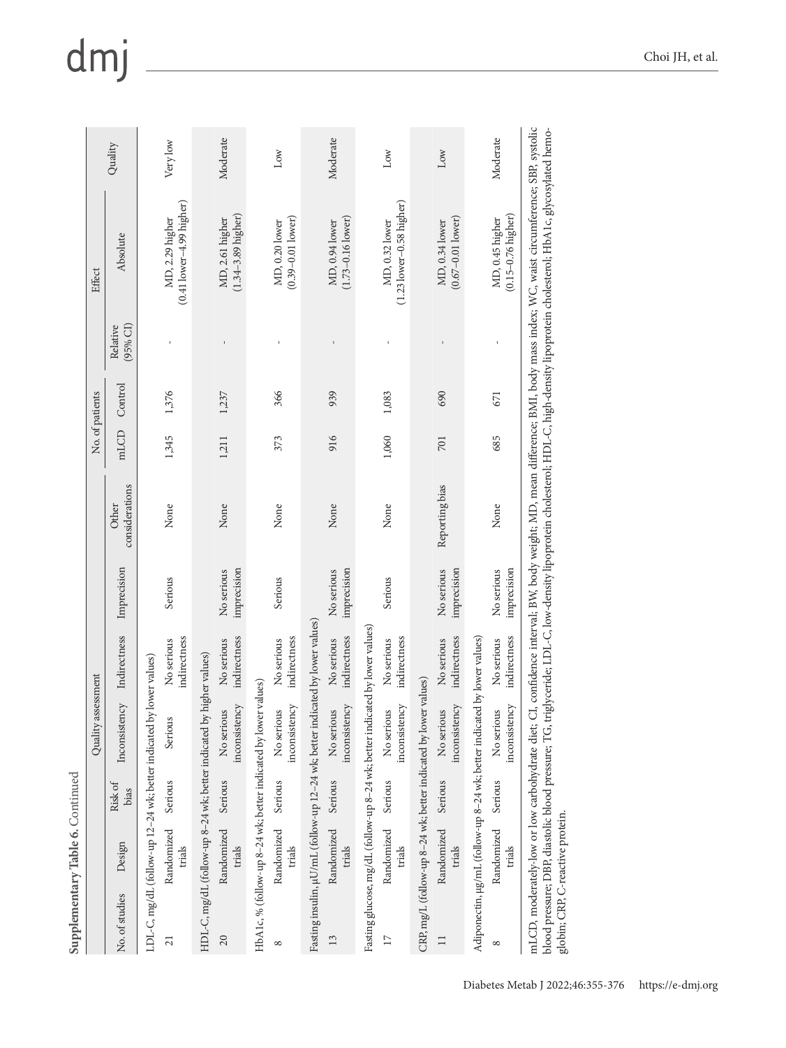**Supplementary Table 6.** Continued

| Quality assessment | | | | | | | No. of patients | | Effect | | Quality |
|---|---|---|---|---|---|---|---|---|---|---|---|
| No. of studies | Design | Risk of bias | Inconsistency | Indirectness | Imprecision | Other considerations | mLCD | Control | Relative (95% CI) | Absolute | |
| LDL-C, mg/dL (follow-up 12–24 wk; better indicated by lower values) | | | | | | | | | | | |
| 21 | Randomized trials | Serious | Serious | No serious indirectness | Serious | None | 1,345 | 1,376 | - | MD, 2.29 higher (0.41 lower–4.99 higher) | Very low |
| HDL-C, mg/dL (follow-up 8–24 wk; better indicated by higher values) | | | | | | | | | | | |
| 20 | Randomized trials | Serious | No serious inconsistency | No serious indirectness | No serious imprecision | None | 1,211 | 1,237 | - | MD, 2.61 higher (1.34–3.89 higher) | Moderate |
| HbA1c, % (follow-up 8–24 wk; better indicated by lower values) | | | | | | | | | | | |
| 8 | Randomized trials | Serious | No serious inconsistency | No serious indirectness | Serious | None | 373 | 366 | - | MD, 0.20 lower (0.39–0.01 lower) | Low |
| Fasting insulin, μU/mL (follow-up 12–24 wk; better indicated by lower values) | | | | | | | | | | | |
| 13 | Randomized trials | Serious | No serious inconsistency | No serious indirectness | No serious imprecision | None | 916 | 939 | - | MD, 0.94 lower (1.73–0.16 lower) | Moderate |
| Fasting glucose, mg/dL (follow-up 8–24 wk; better indicated by lower values) | | | | | | | | | | | |
| 17 | Randomized trials | Serious | No serious inconsistency | No serious indirectness | Serious | None | 1,060 | 1,083 | - | MD, 0.32 lower (1.23 lower–0.58 higher) | Low |
| CRP, mg/L (follow-up 8–24 wk; better indicated by lower values) | | | | | | | | | | | |
| 11 | Randomized trials | Serious | No serious inconsistency | No serious indirectness | No serious imprecision | Reporting bias | 701 | 690 | - | MD, 0.34 lower (0.67–0.01 lower) | Low |
| Adiponectin, μg/mL (follow-up 8–24 wk; better indicated by lower values) | | | | | | | | | | | |
| 8 | Randomized trials | Serious | No serious inconsistency | No serious indirectness | No serious imprecision | None | 685 | 671 | - | MD, 0.45 higher (0.15–0.76 higher) | Moderate |

mLCD, moderately-low or low carbohydrate diet; CI, confidence interval; BW, body weight; MD, mean difference; BMI, body mass index; WC, waist circumference; SBP, systolic blood pressure; DBP, diastolic blood pressure; TG, triglyceride; LDL-C, low-density lipoprotein cholesterol; HDL-C, high-density lipoprotein cholesterol; HbA1c, glycosylated hemoglobin; CRP, C-reactive protein.